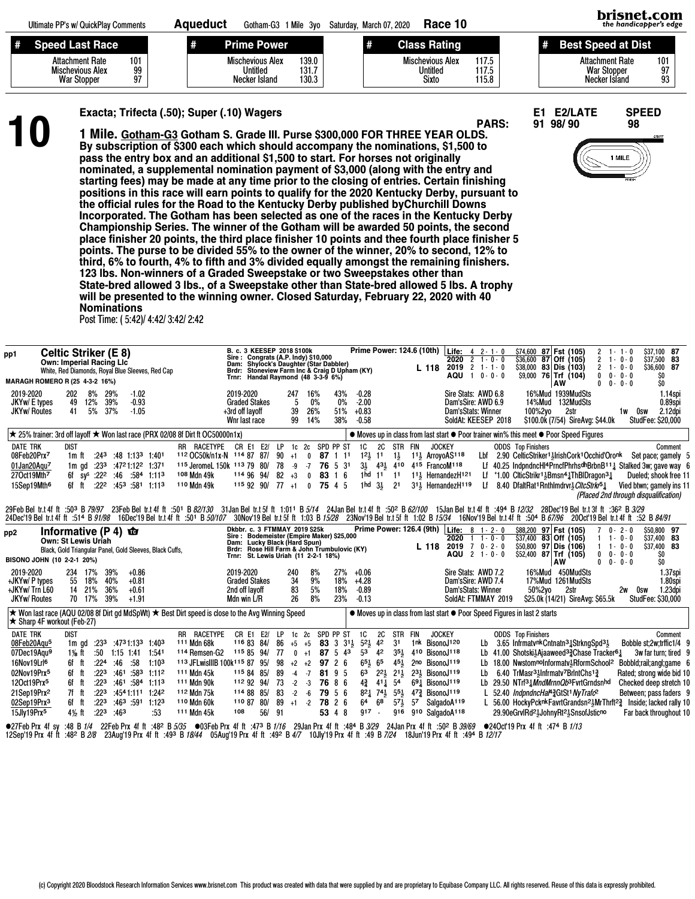Ultimate PP's w/ QuickPlay Comments | **Aqueduct** | Gotham-G3 1 Mile 3yo | Saturday, March 07, 2020 | **Race 10**

| # Speed Last Race | | # Prime Power | | # Class Rating | | # Best Speed at Dist | |
|---|---|---|---|---|---|---|---|
| Attachment Rate | 101 | Mischevious Alex | 139.0 | Mischevious Alex | 117.5 | Attachment Rate | 101 |
| Mischevious Alex | 99 | Untitled | 131.7 | Untitled | 117.5 | War Stopper | 97 |
| War Stopper | 97 | Necker Island | 130.3 | Sixto | 115.8 | Necker Island | 93 |

# 10

**Exacta; Trifecta (.50); Super (.10) Wagers**

**1 Mile. Gotham-G3 Gotham S. Grade III. Purse $300,000 FOR THREE YEAR OLDS. By subscription of $300 each which should accompany the nominations, $1,500 to pass the entry box and an additional $1,500 to start. For horses not originally nominated, a supplemental nomination payment of $3,000 (along with the entry and starting fees) may be made at any time prior to the closing of entries. Certain finishing positions in this race will earn points to qualify for the 2020 Kentucky Derby, pursuant to the official rules for the Road to the Kentucky Derby published byChurchill Downs Incorporated. The Gotham has been selected as one of the races in the Kentucky Derby Championship Series. The winner of the Gotham will be awarded 50 points, the second place finisher 20 points, the third place finisher 10 points and thee fourth place finisher 5 points. The purse to be divided 55% to the owner of the winner, 20% to second, 12% to third, 6% to fourth, 4% to fifth and 3% divided equally amongst the remaining finishers. 123 lbs. Non-winners of a Graded Sweepstake or two Sweepstakes other than State-bred allowed 3 lbs., of a Sweepstake other than State-bred allowed 5 lbs. A trophy will be presented to the winning owner. Closed Saturday, February 22, 2020 with 40 Nominations**

Post Time: ( 5:42)/ 4:42/ 3:42/ 2:42

PARS: E1 91 | E2/LATE 98/ 90 | SPEED 98

---

## pp1 Celtic Striker (E 8)

Own: Imperial Racing Llc
White, Red Diamonds, Royal Blue Sleeves, Red Cap
MARAGH ROMERO R (25 4-3-2 16%)

B. c. 3 KEESEP 2018 $100k
Sire : Congrats (A.P. Indy) $10,000
Dam: Shylock's Daughter (Star Dabbler)
Brdr: Stoneview Farm Inc & Craig D Upham (KY)
Trnr: Handal Raymond (48 3-3-9 6%)

Prime Power: 124.6 (10th) — L 118

| Life: | 4 2 - 1 - 0 | $74,600 | 87 | Fst (105) | 2 1 - 1 - 0 | $37,100 | 87 |
|---|---|---|---|---|---|---|---|
| 2020 | 2 1 - 0 - 0 | $36,600 | 87 | Off (105) | 2 1 - 0 - 0 | $37,500 | 83 |
| 2019 | 2 1 - 1 - 0 | $38,000 | 83 | Dis (103) | 2 1 - 0 - 0 | $36,600 | 87 |
| AQU | 1 0 - 0 - 0 | $9,000 | 76 | Trf (104) | 0 0 - 0 - 0 | $0 | |
| | | | | AW | 0 0 - 0 - 0 | $0 | |

| 2019-2020 | 202 | 8% | 29% | -1.02 |
|---|---|---|---|---|
| JKYw/ E types | 49 | 12% | 39% | -0.93 |
| JKYw/ Routes | 41 | 5% | 37% | -1.05 |

| 2019-2020 | 247 | 16% | 43% | -0.28 |
|---|---|---|---|---|
| Graded Stakes | 5 | 0% | 0% | -2.00 |
| +3rd off layoff | 39 | 26% | 51% | +0.83 |
| Wnr last race | 99 | 14% | 38% | -0.58 |

Sire Stats: AWD 6.8 16%Mud 1939MudSts 1.14spi
Dam'sSire: AWD 6.9 14%Mud 132MudSts 0.89spi
Dam'sStats: Winner 100%2yo 2str 1w 0sw 2.12dpi
SoldAt: KEESEP 2018 $100.0k (7/54) SireAvg: $44.0k StudFee: $20,000

★ 25% trainer: 3rd off layoff ★ Won last race (PRX 02/08 8f Dirt ft OC50000n1x)
● Moves up in class from last start ● Poor trainer win% this meet ● Poor Speed Figures

| DATE TRK | DIST | | | | | RR | RACETYPE | CR | E1 | E2/ | LP | 1c | 2c | SPD | PP | ST | 1C | 2C | STR | FIN | JOCKEY | | ODDS | Top Finishers | Comment |
|---|---|---|---|---|---|---|---|---|---|---|---|---|---|---|---|---|---|---|---|---|---|---|---|---|---|
| 08Feb20Prx⁷ | 1m ft | :24³ | :48 | 1:13³ | 1:40¹ | 112 | OC50k/n1x-N | 114 | 87 | 87/ | 90 | +1 | 0 | 87 | 1 | 1¹ | 1²½ | 1¹ | 1½ | 1¹½ | ArroyoAS118 | Lbf | 2.90 | CelticStriker1½IrishCork1Occhid'Oronk | Set pace; gamely 5 |
| 01Jan20Aqu⁷ | 1m gd | :23³ | :47² | 1:12² | 1:37¹ | 115 | JeromeL 150k | 113 | 79 | 80/ | 78 | -9 | -7 | 76 | 5 | 3¹ | 3½ | 4³½ | 4¹⁰ | 4¹⁵ | FrancoM118 | Lf | 40.25 | IndpndncHl4PrncfPhrhsdhBrbnB11¼ | Stalked 3w; gave way 6 |
| 27Oct19Mth⁷ | 6f sys | :22² | :46 | :58⁴ | 1:11³ | 108 | Mdn 49k | 114 | 96 | 94/ | 82 | +3 | 0 | 83 | 1 | 6 | 1hd | 1¹ | 1¹ | 1¹½ | HernandezH121 | Lf | *1.00 | CltcStrikr1½Bmsn4¼ThBlDragon3¼ | Dueled; shook free 11 |
| 15Sep19Mth⁶ | 6f ft | :22² | :45³ | :58¹ | 1:11³ | 110 | Mdn 49k | 115 | 92 | 90/ | 77 | +1 | 0 | 75 | 4 | 5 | 1hd | 3½ | 2¹ | 3¹½ | HernandezH119 | Lf | 8.40 | DfaltRat1RnthlmdrvrJCltcStrikr5¼ | Vied btwn; gamely ins 11 |

*(Placed 2nd through disqualification)*

29Feb Bel tr.t 4f ft :50³ B 79/97 23Feb Bel tr.t 4f ft :50¹ B 82/130 31Jan Bel tr.t 5f ft 1:01¹ B 5/14 24Jan Bel tr.t 4f ft :50² B 62/100 15Jan Bel tr.t 4f ft :49⁴ B 12/32 28Dec'19 Bel tr.t 3f ft :36² B 3/29
24Dec'19 Bel tr.t 4f ft :51⁴ B 91/98 16Dec'19 Bel tr.t 4f ft :50¹ B 50/107 30Nov'19 Bel tr.t 5f ft 1:03 B 15/28 23Nov'19 Bel tr.t 5f ft 1:02 B 15/34 16Nov'19 Bel tr.t 4f ft :50⁴ B 67/96 20Oct'19 Bel tr.t 4f ft :52 B 84/91

---

## pp2 Informative (P 4)

Own: St Lewis Uriah
Black, Gold Triangular Panel, Gold Sleeves, Black Cuffs,
BISONO JOHN (10 2-2-1 20%)

Dkbbr. c. 3 FTMMAY 2019 $25k
Sire : Bodemeister (Empire Maker) $25,000
Dam: Lucky Black (Hard Spun)
Brdr: Rose Hill Farm & John Trumbulovic (KY)
Trnr: St. Lewis Uriah (11 2-2-1 18%)

Prime Power: 126.4 (9th) — L 118

| Life: | 8 1 - 2 - 0 | $88,200 | 97 | Fst (105) | 7 0 - 2 - 0 | $50,800 | 97 |
|---|---|---|---|---|---|---|---|
| 2020 | 1 1 - 0 - 0 | $37,400 | 83 | Off (105) | 1 1 - 0 - 0 | $37,400 | 83 |
| 2019 | 7 0 - 2 - 0 | $50,800 | 97 | Dis (106) | 1 1 - 0 - 0 | $37,400 | 83 |
| AQU | 2 1 - 0 - 0 | $52,400 | 87 | Trf (105) | 0 0 - 0 - 0 | $0 | |
| | | | | AW | 0 0 - 0 - 0 | $0 | |

| 2019-2020 | 234 | 17% | 39% | +0.86 |
|---|---|---|---|---|
| +JKYw/ P types | 55 | 18% | 40% | +0.81 |
| +JKYw/ Trn L60 | 14 | 21% | 36% | +0.61 |
| JKYw/ Routes | 70 | 17% | 39% | +1.91 |

| 2019-2020 | 240 | 8% | 27% | +0.06 |
|---|---|---|---|---|
| Graded Stakes | 34 | 9% | 18% | +4.28 |
| 2nd off layoff | 83 | 5% | 18% | -0.89 |
| Mdn win L/R | 26 | 8% | 23% | -0.13 |

Sire Stats: AWD 7.2 16%Mud 450MudSts 1.37spi
Dam'sSire: AWD 7.4 17%Mud 1261MudSts 1.80spi
Dam'sStats: Winner 50%2yo 2str 2w 0sw 1.23dpi
SoldAt: FTMMAY 2019 $25.0k (14/21) SireAvg: $65.5k StudFee: $30,000

★ Won last race (AQU 02/08 8f Dirt gd MdSpWt) ★ Best Dirt speed is close to the Avg Winning Speed
★ Sharp 4F workout (Feb-27)
● Moves up in class from last start ● Poor Speed Figures in last 2 starts

| DATE TRK | DIST | | | | | RR | RACETYPE | CR | E1 | E2/ | LP | 1c | 2c | SPD | PP | ST | 1C | 2C | STR | FIN | JOCKEY | | ODDS | Top Finishers | Comment |
|---|---|---|---|---|---|---|---|---|---|---|---|---|---|---|---|---|---|---|---|---|---|---|---|---|---|
| 08Feb20Aqu⁵ | 1m gd | :23³ | :47³ | 1:13³ | 1:40³ | 111 | Mdn 68k | 116 | 83 | 84/ | 86 | +5 | +5 | 83 | 3 | 3¹½ | 5²½ | 4² | 3¹ | 1nk | BisonoJ120 | Lb | 3.65 | InfrmatvnkCntnatn3¼StrkngSpd3½ | Bobble st;2w;trffic1/4 9 |
| 07Dec19Aqu⁹ | 1⅛ ft | :50 | 1:15 | 1:41 | 1:54¹ | 114 | Remsen-G2 | 115 | 85 | 94/ | 77 | 0 | +1 | 87 | 5 | 4³ | 5³ | 4² | 3⁵½ | 4¹⁰ | BisonoJ118 | Lb | 41.00 | Shotski½Ajaaweed3¾Chase Tracker6¼ | 3w far turn; tired 9 |
| 16Nov19Lrl⁶ | 6f ft | :22⁴ | :46 | :58 | 1:10³ | 113 | JFLwisIIIB 100k | 115 | 87 | 95/ | 98 | +2 | +2 | 97 | 2 | 6 | 6⁵½ | 6⁵ | 4⁵½ | 2no | BisonoJ119 | Lb | 18.00 | NwstomnoInformatv½RformSchool² | Bobbld;rail;angl;game 6 |
| 02Nov19Prx⁵ | 6f ft | :22³ | :46¹ | :58³ | 1:11² | 111 | Mdn 45k | 115 | 84 | 85/ | 89 | -4 | -7 | 81 | 9 | 5 | 6³ | 2²½ | 2¹½ | 2³½ | BisonoJ119 | Lb | 6.40 | TrMasr3½Infrmatv7BrlntChs1¾ | Rated; strong wide bid 10 |
| 12Oct19Prx⁵ | 6f ft | :22³ | :46¹ | :58⁴ | 1:11³ | 111 | Mdn 90k | 112 | 92 | 94/ | 73 | -2 | -3 | 76 | 8 | 6 | 4¾ | 4¹¼ | 5⁴ | 6⁹¼ | BisonoJ119 | Lb | 29.50 | NTrf3¼MndMrnnQb3FvrtGrndsnhd | Checked deep stretch 10 |
| 21Sep19Prx² | 7f ft | :22³ | :45⁴ | 1:11¹ | 1:24² | 112 | Mdn 75k | 114 | 88 | 85/ | 83 | -2 | -6 | 79 | 5 | 6 | 8²¼ | 7⁴½ | 5⁵½ | 4⁷¾ | BisonoJ119 | L | 52.40 | IndpndncHal4¾GtSt1NyTrafc² | Between; pass faders 9 |
| 02Sep19Prx³ | 6f ft | :22³ | :46³ | :59¹ | 1:12³ | 110 | Mdn 60k | 110 | 87 | 80/ | 89 | +1 | -2 | 78 | 2 | 6 | 6⁴ | 6⁸ | 5⁷½ | 5⁷ | SalgadoA119 | L | 56.00 | HockyPcknkFavrtGrandsn2½MrThrft2¾ | Inside; lacked rally 10 |
| 15Jly19Prx⁵ | 4½ ft | :22³ | :46³ | | :53 | 111 | Mdn 45k | 108 | | 56/ | 91 | | | 53 | 4 | 8 | 9¹⁷ | - | 9¹⁶ | 9¹⁰ | SalgadoA118 | | 29.90 | eGrvlRd2½JohnyRt2½SnsofJsticno | Far back throughout 10 |

●27Feb Prx 4f sy :48 B 1/4 22Feb Prx 4f ft :48² B 5/35 ●03Feb Prx 4f ft :47³ B 1/16 29Jan Prx 4f ft :48⁴ B 3/29 24Jan Prx 4f ft :50² B 39/69 ●24Oct'19 Prx 4f ft :47⁴ B 1/13
12Sep'19 Prx 4f ft :48² B 2/8 23Aug'19 Prx 4f ft :49³ B 18/44 05Aug'19 Prx 4f ft :49² B 4/7 10Jly'19 Prx 4f ft :49 B 7/24 18Jun'19 Prx 4f ft :49⁴ B 12/17

(c) Copyright 2020 Bloodstock Research Information Services www.brisnet.com This product was created with data that were supplied by and are proprietary to Equibase Company LLC. All rights reserved. Reuse of this data is expressly prohibited.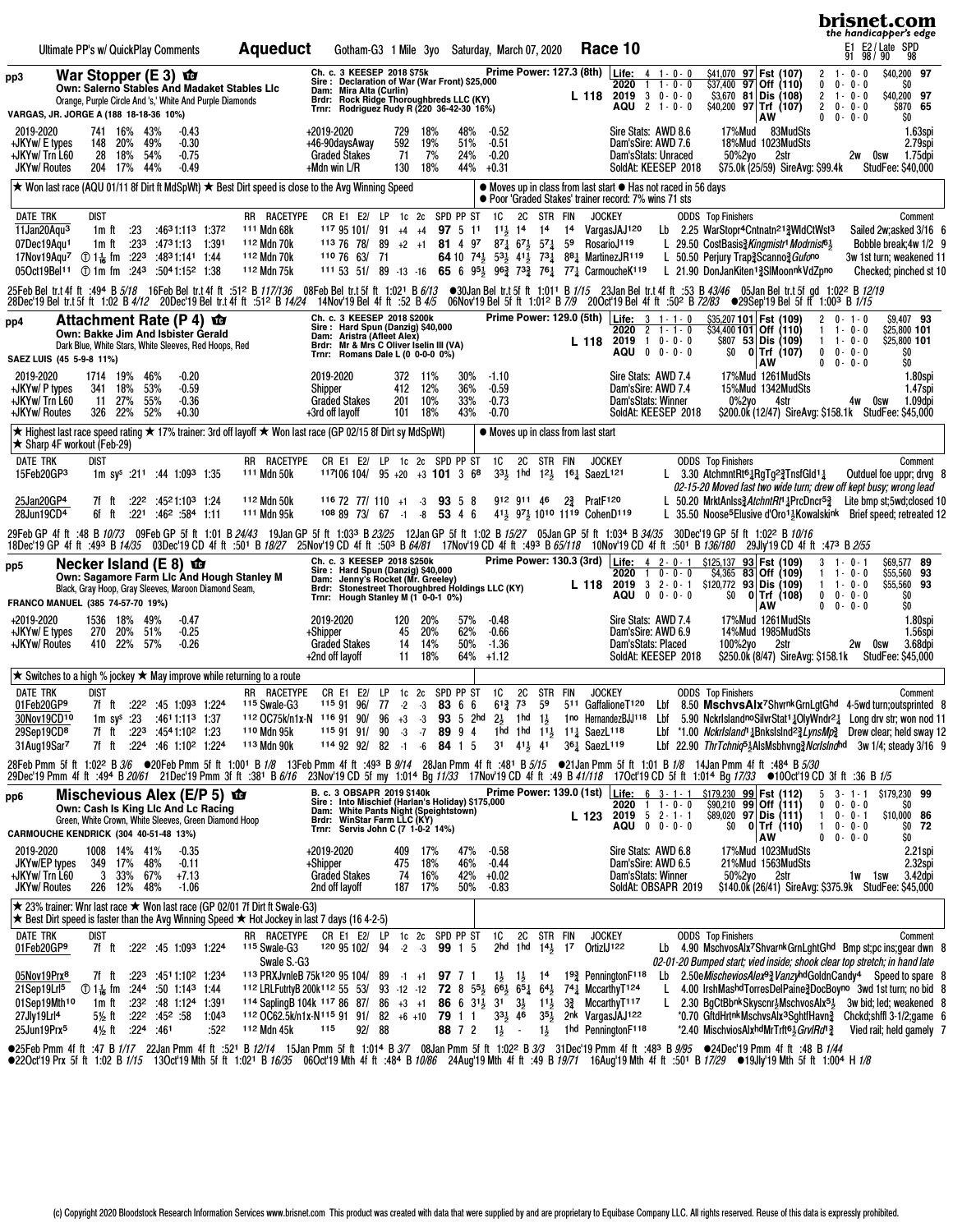Ultimate PP's w/ QuickPlay Comments **Aqueduct** Gotham-G3 1 Mile 3yo Saturday, March 07, 2020 **Race 10**

E1 E2/ Late SPD 91 98/ 90 98

## pp3 War Stopper (E 3)

Own: Salerno Stables And Madaket Stables Llc
Orange, Purple Circle And 's,' White And Purple Diamonds
VARGAS, JR. JORGE A (188 18-18-36 10%)

Ch. c. 3 KEESEP 2018 $75k
Sire: Declaration of War (War Front) $25,000
Dam: Mira Alta (Curlin)
Brdr: Rock Ridge Thoroughbreds LLC (KY)
Trnr: Rodriguez Rudy R (220 36-42-30 16%)

Prime Power: 127.3 (8th) L 118

| | | | | | | | |
|---|---|---|---|---|---|---|---|
| Life: 4 1- 0- 0 | $41,070 | 97 | Fst (107) | 2 1- 0- 0 | $40,200 | 97 |
| 2020 1 1- 0- 0 | $37,400 | 97 | Off (110) | 0 0- 0- 0 | $0 | |
| 2019 3 0- 0- 0 | $3,670 | 81 | Dis (108) | 2 1- 0- 0 | $40,200 | 97 |
| AQU 2 1- 0- 0 | $40,200 | 97 | Trf (107) | 2 0- 0- 0 | $870 | 65 |
| | | | AW | 0 0- 0- 0 | $0 | |

| | | | | |
|---|---|---|---|---|
| 2019-2020 | 741 | 16% | 43% | -0.43 |
| +JKYw/ E types | 148 | 20% | 49% | -0.30 |
| +JKYw/ Trn L60 | 28 | 18% | 54% | -0.75 |
| JKYw/ Routes | 204 | 17% | 44% | -0.49 |

| | | | | |
|---|---|---|---|---|
| +2019-2020 | 729 | 18% | 48% | -0.52 |
| +46-90daysAway | 592 | 19% | 51% | -0.51 |
| Graded Stakes | 71 | 7% | 24% | -0.20 |
| +Mdn win L/R | 130 | 18% | 44% | +0.31 |

Sire Stats: AWD 8.6 17%Mud 83MudSts 1.63spi
Dam'sSire: AWD 7.6 18%Mud 1023MudSts 2.79spi
Dam'sStats: Unraced 50%2yo 2str 2w 0sw 1.75dpi
SoldAt: KEESEP 2018 $75.0k (25/59) SireAvg: $99.4k StudFee: $40,000

★ Won last race (AQU 01/11 8f Dirt ft MdSpWt) ★ Best Dirt speed is close to the Avg Winning Speed
● Moves up in class from last start ● Has not raced in 56 days
● Poor 'Graded Stakes' trainer record: 7% wins 71 sts

| DATE TRK | DIST | | | | | RR | RACETYPE | CR | E1 | E2/ | LP | 1c | 2c | SPD | PP | ST | 1C | 2C | STR | FIN | JOCKEY | | ODDS | Top Finishers | Comment |
|---|---|---|---|---|---|---|---|---|---|---|---|---|---|---|---|---|---|---|---|---|---|---|---|---|---|
| 11Jan20Aqu³ | 1m ft | :23 | :46³ | 1:11³ | 1:37² | 111 | Mdn 68k | 117 | 95 | 101/ | 91 | +4 | +4 | 97 | 5 | 11 | 1½ | 1⁴ | 1⁴ | 1⁴ | VargasJAJ¹²⁰ | Lb | 2.25 | WarStopr⁴Cntnatn²¼WldCtWst³ | Sailed 2w;asked 3/16 6 |
| 07Dec19Aqu¹ | 1m ft | :23³ | :47³ | 1:13 | 1:39¹ | 112 | Mdn 70k | 113 | 76 | 78/ | 89 | +2 | +1 | 81 | 4 | 9⁷ | 8⁷¼ | 6⁷½ | 5⁷¼ | 5⁹ | RosarioJ¹¹⁹ | L | 29.50 | CostBasis¾Kingmistr¹Modrnist⁶½ | Bobble break;4w 1/2 9 |
| 17Nov19Aqu⁷ | Ⓣ 1 1/16 fm | :22³ | :48³ | 1:14¹ | 1:44 | 112 | Mdn 70k | 110 | 76 | 63/ | 71 | | | 64 | 10 | 7⁴½ | 5³½ | 4¹½ | 7³¼ | 8⁸¼ | MartinezJR¹¹⁹ | L | 50.50 | Perjury Trap¾Scanno¾Gufono | 3w 1st turn; weakened 11 |
| 05Oct19Bel¹¹ | Ⓣ 1m fm | :24³ | :50⁴ | 1:15² | 1:38 | 111 | Mdn 75k | 111 | 53 | 51/ | 89 | -13 | -16 | 65 | 6 | 9⁵½ | 9⁶¾ | 7³¾ | 7⁶¼ | 7⁷¼ | CarmoucheK¹¹⁹ | L | 21.90 | DonJanKiten¹¾SlMoonnkVdZpno | Checked; pinched st 10 |

25Feb Bel tr.t 4f ft :49⁴ B 5/18 16Feb Bel tr.t 4f ft :51² B 117/136 08Feb Bel tr.t 5f ft 1:02¹ B 6/13 ●30Jan Bel tr.t 5f ft 1:01¹ B 1/15 23Jan Bel tr.t 4f ft :53 B 43/46 05Jan Bel tr.t 5f gd 1:02² B 12/19
28Dec'19 Bel tr.t 5f ft 1:02 B 4/12 20Dec'19 Bel tr.t 4f ft :51² B 14/24 14Nov'19 Bel 4f ft :52 B 4/5 06Nov'19 Bel 5f ft 1:01² B 7/9 20Oct'19 Bel 4f ft :50² B 72/83 ●29Sep'19 Bel 5f ft 1:00³ B 1/15

## pp4 Attachment Rate (P 4)

Own: Bakke Jim And Isbister Gerald
Dark Blue, White Stars, White Sleeves, Red Hoops, Red
SAEZ LUIS (45 5-9-8 11%)

Ch. c. 3 KEESEP 2018 $200k
Sire: Hard Spun (Danzig) $40,000
Dam: Aristra (Afleet Alex)
Brdr: Mr & Mrs C Oliver Iselin III (VA)
Trnr: Romans Dale L (0 0-0-0 0%)

Prime Power: 129.0 (5th) L 118

| | | | | | | | |
|---|---|---|---|---|---|---|---|
| Life: 3 1- 1- 0 | $35,207 | 101 | Fst (109) | 2 0- 1- 0 | $9,407 | 93 |
| 2020 2 1- 1- 0 | $34,400 | 101 | Off (110) | 1 1- 0- 0 | $25,800 | 101 |
| 2019 1 0- 0- 0 | $807 | 53 | Dis (109) | 1 1- 0- 0 | $25,800 | 101 |
| AQU 0 0- 0- 0 | $0 | 0 | Trf (107) | 0 0- 0- 0 | $0 | |
| | | | AW | 0 0- 0- 0 | $0 | |

| | | | | |
|---|---|---|---|---|
| 2019-2020 | 1714 | 19% | 46% | -0.20 |
| +JKYw/ P types | 341 | 18% | 53% | -0.59 |
| +JKYw/ Trn L60 | 11 | 27% | 55% | -0.36 |
| +JKYw/ Routes | 326 | 22% | 52% | +0.30 |

| | | | | |
|---|---|---|---|---|
| 2019-2020 | 372 | 11% | 30% | -1.10 |
| Shipper | 412 | 12% | 36% | -0.59 |
| Graded Stakes | 201 | 10% | 33% | -0.73 |
| +3rd off layoff | 101 | 18% | 43% | -0.70 |

Sire Stats: AWD 7.4 17%Mud 1261MudSts 1.80spi
Dam'sSire: AWD 7.4 15%Mud 1342MudSts 1.47spi
Dam'sStats: Winner 0%2yo 4str 4w 0sw 1.09dpi
SoldAt: KEESEP 2018 $200.0k (12/47) SireAvg: $158.1k StudFee: $45,000

★ Highest last race speed rating ★ 17% trainer: 3rd off layoff ★ Won last race (GP 02/15 8f Dirt sy MdSpWt)
★ Sharp 4F workout (Feb-29)
● Moves up in class from last start

| DATE TRK | DIST | | | | | RR | RACETYPE | CR | E1 | E2/ | LP | 1c | 2c | SPD | PP | ST | 1C | 2C | STR | FIN | JOCKEY | | ODDS | Top Finishers | Comment |
|---|---|---|---|---|---|---|---|---|---|---|---|---|---|---|---|---|---|---|---|---|---|---|---|---|---|
| 15Feb20GP³ | 1m sy^s | :21¹ | :44 | 1:09³ | 1:35 | 111 | Mdn 50k | 117 | 106 | 104/ | 95 | +20 | +3 | 101 | 3 | 6⁸ | 3³½ | 1hd | 1²½ | 1⁶¼ | SaezL¹²¹ | L | 3.30 | AtchmntRt⁶¼RgTg²¾TnsfGld¹¼ | Outduel foe uppr; drvg 8 |
| | | | | | | | | | | | | | | | | | | | | | | | | 02-15-20 Moved fast two wide turn; drew off kept busy; wrong lead | |
| 25Jan20GP⁴ | 7f ft | :22² | :45² | 1:10³ | 1:24 | 112 | Mdn 50k | 116 | 72 | 77/ | 110 | +1 | -3 | 93 | 5 | 8 | 9¹² | 9¹¹ | 4⁶ | 2¾ | PratF¹²⁰ | L | 50.20 | MrktAnlss¾AtchntRt¹¾PrcDncr⁵¾ | Lite bmp st;5wd;closed 10 |
| 28Jun19CD⁴ | 6f ft | :22¹ | :46² | :58⁴ | 1:11 | 111 | Mdn 95k | 108 | 89 | 73/ | 67 | -1 | -8 | 53 | 4 | 6 | 4¹½ | 9⁷½ | 10¹⁰ | 11¹⁹ | CohenD¹¹⁹ | L | 35.50 | Noose⁵Elusive d'Oro¹½Kowalskink | Brief speed; retreated 12 |

29Feb GP 4f ft :48 B 10/73 09Feb GP 5f ft 1:01 B 24/43 19Jan GP 5f ft 1:03³ B 23/25 12Jan GP 5f ft 1:02 B 15/27 05Jan GP 5f ft 1:03⁴ B 34/35 30Dec'19 GP 5f ft 1:02² B 10/16
18Dec'19 GP 4f ft :49³ B 14/35 03Dec'19 CD 4f ft :50¹ B 18/27 25Nov'19 CD 4f ft :50³ B 64/81 17Nov'19 CD 4f ft :49³ B 65/118 10Nov'19 CD 4f ft :50¹ B 136/180 29Jly'19 CD 4f ft :47³ B 2/55

## pp5 Necker Island (E 8)

Own: Sagamore Farm Llc And Hough Stanley M
Black, Gray Hoop, Gray Sleeves, Maroon Diamond Seam,
FRANCO MANUEL (385 74-57-70 19%)

Ch. c. 3 KEESEP 2018 $250k
Sire: Hard Spun (Danzig) $40,000
Dam: Jenny's Rocket (Mr. Greeley)
Brdr: Stonestreet Thoroughbred Holdings LLC (KY)
Trnr: Hough Stanley M (1 0-0-1 0%)

Prime Power: 130.3 (3rd) L 118

| | | | | | | | |
|---|---|---|---|---|---|---|---|
| Life: 4 2- 0- 1 | $125,137 | 93 | Fst (109) | 3 1- 0- 1 | $69,577 | 89 |
| 2020 1 0- 0- 0 | $4,365 | 83 | Off (109) | 1 1- 0- 0 | $55,560 | 93 |
| 2019 3 2- 0- 1 | $120,772 | 93 | Dis (109) | 1 1- 0- 0 | $55,560 | 93 |
| AQU 0 0- 0- 0 | $0 | 0 | Trf (108) | 0 0- 0- 0 | $0 | |
| | | | AW | 0 0- 0- 0 | $0 | |

| | | | | |
|---|---|---|---|---|
| +2019-2020 | 1536 | 18% | 49% | -0.47 |
| +JKYw/ E types | 270 | 20% | 51% | -0.25 |
| +JKYw/ Routes | 410 | 22% | 57% | -0.26 |

| | | | | |
|---|---|---|---|---|
| 2019-2020 | 120 | 20% | 57% | -0.48 |
| +Shipper | 45 | 20% | 62% | -0.66 |
| Graded Stakes | 14 | 14% | 50% | -1.36 |
| +2nd off layoff | 11 | 18% | 64% | +1.12 |

Sire Stats: AWD 7.4 17%Mud 1261MudSts 1.80spi
Dam'sSire: AWD 6.9 14%Mud 1985MudSts 1.56spi
Dam'sStats: Placed 100%2yo 2str 2w 0sw 3.68dpi
SoldAt: KEESEP 2018 $250.0k (8/47) SireAvg: $158.1k StudFee: $45,000

★ Switches to a high % jockey ★ May improve while returning to a route

| DATE TRK | DIST | | | | | RR | RACETYPE | CR | E1 | E2/ | LP | 1c | 2c | SPD | PP | ST | 1C | 2C | STR | FIN | JOCKEY | | ODDS | Top Finishers | Comment |
|---|---|---|---|---|---|---|---|---|---|---|---|---|---|---|---|---|---|---|---|---|---|---|---|---|---|
| 01Feb20GP⁹ | 7f ft | :22² | :45 | 1:09³ | 1:22⁴ | 115 | Swale-G3 | 115 | 91 | 96/ | 77 | -2 | -3 | 83 | 6 | 6 | 6¹¾ | 7³ | 5⁹ | 5¹¹ | GaffalioneT¹²⁰ | Lbf | 8.50 | MschvsAlx⁷ShvrnkGrnLgtGhd | 4-5wd turn;outsprinted 8 |
| 30Nov19CD¹⁰ | 1m sy^s | :23 | :46¹ | 1:11³ | 1:37 | 112 | OC75k/n1x-N | 116 | 91 | 90/ | 96 | +3 | -3 | 93 | 5 | 2hd | 2½ | 1hd | 1½ | 1no | HernandezBJJ¹¹⁸ | Lbf | 5.90 | NckrIslandnoSilvrStat¹¼OlyWndr²¼ | Long drv str; won nod 11 |
| 29Sep19CD⁸ | 7f ft | :22³ | :45⁴ | 1:10² | 1:23 | 110 | Mdn 95k | 115 | 91 | 91/ | 90 | -3 | -7 | 89 | 9 | 4 | 1hd | 1hd | 1¹½ | 1¹¼ | SaezL¹¹⁸ | Lbf | *1.00 | NckrIslnd¹¼BnksIslnd²¾LynsMp¾ | Drew clear; held sway 12 |
| 31Aug19Sar⁷ | 7f ft | :22⁴ | :46 | 1:10² | 1:22⁴ | 113 | Mdn 90k | 114 | 92 | 92/ | 82 | -1 | -6 | 84 | 1 | 5 | 3¹ | 4¹½ | 4¹ | 3⁶¼ | SaezL¹¹⁹ | Lbf | 22.90 | ThrTchniq⁵½AlsMsbhvng¾NcrlsInd^hd | 3w 1/4; steady 3/16 9 |

28Feb Pmm 5f ft 1:02² B 3/6 ●20Feb Pmm 5f ft 1:00¹ B 1/8 13Feb Pmm 4f ft :49³ B 9/14 28Jan Pmm 4f ft :48¹ B 5/15 ●21Jan Pmm 5f ft 1:01 B 1/8 14Jan Pmm 4f ft :48⁴ B 5/30
29Dec'19 Pmm 4f ft :49⁴ B 20/61 21Dec'19 Pmm 3f ft :38¹ B 6/16 23Nov'19 CD 5f my 1:01⁴ Bg 11/33 17Nov'19 CD 4f ft :49 B 41/118 17Oct'19 CD 5f ft 1:01⁴ Bg 17/33 ●10Oct'19 CD 3f ft :36 B 1/5

## pp6 Mischevious Alex (E/P 5)

Own: Cash Is King Llc And Lc Racing
Green, White Crown, White Sleeves, Green Diamond Hoop
CARMOUCHE KENDRICK (304 40-51-48 13%)

B. c. 3 OBSAPR 2019 $140k
Sire: Into Mischief (Harlan's Holiday) $175,000
Dam: White Pants Night (Speightstown)
Brdr: WinStar Farm LLC (KY)
Trnr: Servis John C (7 1-0-2 14%)

Prime Power: 139.0 (1st) L 123

| | | | | | | | |
|---|---|---|---|---|---|---|---|
| Life: 6 3- 1- 1 | $179,230 | 99 | Fst (112) | 5 3- 1- 1 | $179,230 | 99 |
| 2020 1 1- 0- 0 | $90,210 | 99 | Off (111) | 0 0- 0- 0 | $0 | |
| 2019 5 2- 1- 1 | $89,020 | 97 | Dis (111) | 1 0- 0- 1 | $10,000 | 86 |
| AQU 0 0- 0- 0 | $0 | 0 | Trf (110) | 1 0- 0- 0 | $0 | 72 |
| | | | AW | 0 0- 0- 0 | $0 | |

| | | | | |
|---|---|---|---|---|
| 2019-2020 | 1008 | 14% | 41% | -0.35 |
| JKYw/EP types | 349 | 17% | 48% | -0.11 |
| +JKYw/ Trn L60 | 3 | 33% | 67% | +7.13 |
| JKYw/ Routes | 226 | 12% | 48% | -1.06 |

| | | | | |
|---|---|---|---|---|
| +2019-2020 | 409 | 17% | 47% | -0.58 |
| +Shipper | 475 | 18% | 46% | -0.44 |
| Graded Stakes | 74 | 16% | 42% | +0.02 |
| 2nd off layoff | 187 | 17% | 50% | -0.83 |

Sire Stats: AWD 6.8 17%Mud 1023MudSts 2.21spi
Dam'sSire: AWD 6.5 21%Mud 1563MudSts 2.32spi
Dam'sStats: Winner 50%2yo 2str 1w 1sw 3.42dpi
SoldAt: OBSAPR 2019 $140.0k (26/41) SireAvg: $375.9k StudFee: $45,000

★ 23% trainer: Wnr last race ★ Won last race (GP 02/01 7f Dirt ft Swale-G3)
★ Best Dirt speed is faster than the Avg Winning Speed ★ Hot Jockey in last 7 days (16 4-2-5)

| DATE TRK | DIST | | | | | RR | RACETYPE | CR | E1 | E2/ | LP | 1c | 2c | SPD | PP | ST | 1C | 2C | STR | FIN | JOCKEY | | ODDS | Top Finishers | Comment |
|---|---|---|---|---|---|---|---|---|---|---|---|---|---|---|---|---|---|---|---|---|---|---|---|---|---|
| 01Feb20GP⁹ | 7f ft | :22² | :45 | 1:09³ | 1:22⁴ | 115 | Swale-G3 | 120 | 95 | 102/ | 94 | -2 | -3 | 99 | 1 | 5 | 2hd | 1hd | 1⁴½ | 1⁷ | OrtizIJ¹²² | Lb | 4.90 | MschvsAlx⁷ShvrnkGrnLghtGhd | Bmp st;pc ins;gear dwn 8 |
| | | | | | | | Swale S.-G3 | | | | | | | | | | | | | | | | | 02-01-20 Bumped start; vied inside; shook clear top stretch; in hand late | |
| 05Nov19Prx⁸ | 7f ft | :22³ | :45¹ | 1:10² | 1:23⁴ | 113 | PRXJvnleB 75k | 120 | 95 | 104/ | 89 | -1 | +1 | 97 | 7 | 1 | 1½ | 1½ | 1⁴ | 1⁹¾ | PenningtonF¹¹⁸ | Lb | 2.50e | MischeviousAlex⁹¾Vanzy^hdGoldnCandy⁴ | Speed to spare 8 |
| 21Sep19Lrl⁵ | Ⓣ 1 1/16 fm | :24⁴ | :50 | 1:14³ | 1:44 | 112 | LRLFutrtyB 200k | 112 | 55 | 53/ | 93 | -12 | -12 | 72 | 8 | 5⁵½ | 6⁶½ | 6⁵¼ | 6⁴½ | 7⁴¼ | MccarthyT¹²⁴ | L | 4.00 | IrshMas^hdTorresDelPaine¾DocBoyno | 3wd 1st turn; no bid 8 |
| 01Sep19Mth¹⁰ | 1m ft | :23² | :48 | 1:12⁴ | 1:39¹ | 114 | SaplingB 104k | 117 | 86 | 87/ | 86 | +3 | +1 | 86 | 3 | 4 | 3¹ | 3½ | 1¹½ | 3¾ | MccarthyT¹¹⁷ | L | 2.30 | BgCtBbnkSkyscnr¾MschvsAlx⁵½ | 3w bid; led; weakened 8 |
| 27Jly19Lrl⁴ | 5½ ft | :22² | :45² | :58 | 1:04³ | 112 | OC62.5k/n1x-N | 115 | 91 | 91/ | 82 | +6 | +10 | 79 | 1 | 1 | 3³½ | 4⁶ | 3⁵½ | 2nk | VargasJAJ¹²² | | *0.70 | GftdHrtnkMschvsAlx³SghtfHavn¾ | Chckd;shffl 3-1/2;game 6 |
| 25Jun19Prx⁵ | 4½ ft | :22⁴ | :46¹ | | :52² | 112 | Mdn 45k | 115 | | 92/ | 88 | | | 88 | 7 | 2 | 1½ | - | 1½ | 1hd | PenningtonF¹¹⁸ | | *2.40 | MischvisAlx^hdMrTrft⁶¼GrvlRd¹¾ | Vied rail; held gamely 7 |

●25Feb Pmm 4f ft :47 B 1/17 22Jan Pmm 4f ft :52¹ B 12/14 15Jan Pmm 5f ft 1:01⁴ B 3/7 08Jan Pmm 5f ft 1:02² B 3/3 31Dec'19 Pmm 4f ft :48³ B 9/95 ●24Dec'19 Pmm 4f ft :48 B 1/44
●22Oct'19 Prx 5f ft 1:02 B 1/15 13Oct'19 Mth 5f ft 1:02¹ B 16/35 06Oct'19 Mth 4f ft :48⁴ B 10/86 24Aug'19 Mth 4f ft :49 B 19/71 16Aug'19 Mth 4f ft :50¹ B 17/29 ●19Jly'19 Mth 5f ft 1:00⁴ H 1/8

(c) Copyright 2020 Bloodstock Research Information Services www.brisnet.com This product was created with data that were supplied by and are proprietary to Equibase Company LLC. All rights reserved. Reuse of this data is expressly prohibited.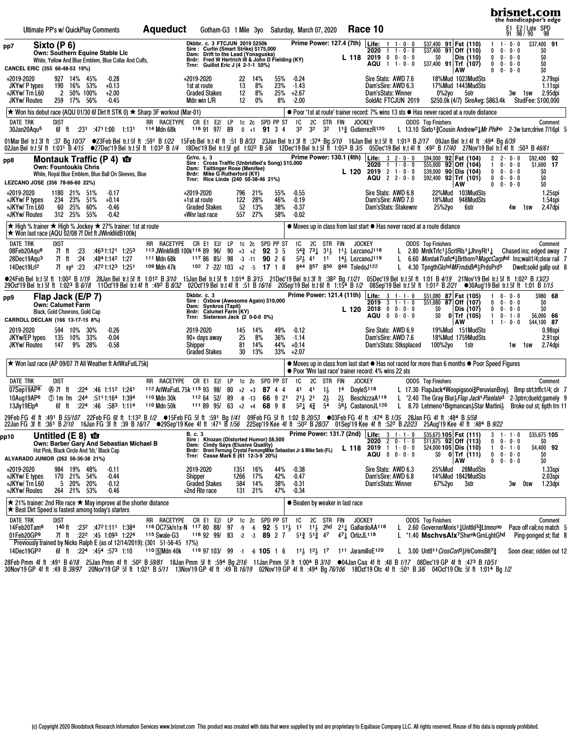Ultimate PP's w/ QuickPlay Comments **Aqueduct** Gotham-G3 1 Mile 3yo Saturday, March 07, 2020 **Race 10**

E1 E2/ Late SPD
91 98/ 90 98

## pp7 Sixto (P 6)

**Own: Southern Equine Stable Llc**
White, Yellow And Blue Emblem, Blue Collar And Cuffs,
CANCEL ERIC (355 66-48-53 19%)

Dkbbr. c. 3 FTCJUN 2019 $250k
Sire : Curlin (Smart Strike) $175,000
Dam: Drift to the Lead (Yonaguska)
Brdr: Fred W Hertrich III & John D Fielding (KY)
Trnr: Guillot Eric J (4 2-1-1 50%)

Prime Power: 127.4 (7th) L 118

| | | | | | | | | | |
|---|---|---|---|---|---|---|---|---|---|
| Life: | 1 | 1 - 0 - 0 | $37,400 | 91 | Fst (110) | 1 | 1 - 0 - 0 | $37,400 | 91 |
| 2020 | 1 | 1 - 0 - 0 | $37,400 | 91 | Off (110) | 0 | 0 - 0 - 0 | $0 | |
| 2019 | 0 | 0 - 0 - 0 | $0 | | Dis (110) | 0 | 0 - 0 - 0 | $0 | |
| AQU | 1 | 1 - 0 - 0 | $37,400 | 91 | Trf (107) | 0 | 0 - 0 - 0 | $0 | |
| | | | | | AW | 0 | 0 - 0 - 0 | $0 | |

| | | | | | | | | | |
|---|---|---|---|---|---|---|---|---|---|
| +2019-2020 | 927 | 14% | 45% | -0.28 | +2019-2020 | 22 | 14% | 55% | -0.24 |
| JKYw/ P types | 190 | 16% | 53% | +0.13 | 1st at route | 13 | 8% | 23% | -1.43 |
| +JKYw/ Trn L60 | 2 | 50% | 100% | +2.00 | Graded Stakes | 12 | 8% | 25% | +2.67 |
| JKYw/ Routes | 259 | 17% | 56% | -0.45 | Mdn win L/R | 12 | 0% | 8% | -2.00 |

Sire Stats: AWD 7.6 18%Mud 1023MudSts 2.79spi
Dam'sSire: AWD 6.3 17%Mud 1443MudSts 1.11spi
Dam'sStats: Winner 0%2yo 5str 3w 1sw 2.95dpi
SoldAt: FTCJUN 2019 $250.0k (4/7) SireAvg: $863.4k StudFee: $100,000

★ Won his debut race (AQU 01/30 6f Dirt ft STK 0) ★ Sharp 3F workout (Mar-01)
● Poor '1st at route' trainer record: 7% wins 13 sts ● Has never raced at a route distance

| DATE TRK | DIST | | | | | RR | RACETYPE | CR | E1 | E2/ | LP | 1c | 2c | SPD | PP | ST | 1C | 2C | STR | FIN | JOCKEY | | ODDS | Top Finishers | Comment |
|---|---|---|---|---|---|---|---|---|---|---|---|---|---|---|---|---|---|---|---|---|---|---|---|---|---|
| 30Jan20Aqu⁵ | 6f ft | :23¹ | :47¹ | 1:00 | 1:13¹ | 114 | Mdn 68k | 116 | 91 | 97/ | 89 | 0 | +1 | 91 | 3 | 4 | 3² | 3² | 3² | 1¹¾ | GutierrezR¹²⁰ | L | 13.10 | Sixto1¾Cousin Andrew2¼Mr Philno | 2-3w turn;drive 7/16pl 5 |

01Mar Bel tr.t 3f ft :37 Bg 10/37 ●23Feb Bel tr.t 5f ft :59¹ B 1/22 15Feb Bel tr.t 4f ft :51 B 8/33 23Jan Bel tr.t 3f ft :37⁴ Bg 5/10 16Jan Bel tr.t 5f ft 1:01³ B 2/17 09Jan Bel tr.t 4f ft :49⁴ Bg 6/39
02Jan Bel tr.t 5f ft 1:03¹ B 4/15 ●27Dec'19 Bel tr.t 5f ft 1:03² B 1/4 18Dec'19 Bel tr.t 5f gd 1:02² B 5/6 12Dec'19 Bel tr.t 5f ft 1:05³ B 3/5 05Dec'19 Bel tr.t 4f ft :49² B 17/40 27Nov'19 Bel tr.t 4f ft :50³ B 46/61

## pp8 Montauk Traffic (P 4)

**Own: Fountoukis Chris**
White, Royal Blue Emblem, Blue Ball On Sleeves, Blue
LEZCANO JOSE (356 78-66-60 22%)

Gr/ro. c. 3
Sire : Cross Traffic (Unbridled's Song) $15,000
Dam: Taittinger Rose (Menifee)
Brdr: Mike G Rutherford (KY)
Trnr: Rice Linda (240 50-38-46 21%)

Prime Power: 130.1 (4th) L 120

| | | | | | | | | | |
|---|---|---|---|---|---|---|---|---|---|
| Life: | 3 | 2 - 0 - 0 | $94,000 | 92 | Fst (104) | 2 | 2 - 0 - 0 | $92,400 | 92 |
| 2020 | 1 | 1 - 0 - 0 | $55,000 | 92 | Off (104) | 1 | 0 - 0 - 0 | $1,600 | 17 |
| 2019 | 2 | 1 - 0 - 0 | $39,000 | 90 | Dis (104) | 0 | 0 - 0 - 0 | $0 | |
| AQU | 2 | 2 - 0 - 0 | $92,400 | 92 | Trf (101) | 0 | 0 - 0 - 0 | $0 | |
| | | | | | AW | 0 | 0 - 0 - 0 | $0 | |

| | | | | | | | | | |
|---|---|---|---|---|---|---|---|---|---|
| +2019-2020 | 1180 | 21% | 51% | -0.17 | +2019-2020 | 796 | 21% | 55% | -0.55 |
| +JKYw/ P types | 234 | 23% | 51% | +0.14 | +1st at route | 122 | 28% | 46% | -0.19 |
| +JKYw/ Trn L60 | 60 | 25% | 60% | -0.46 | Graded Stakes | 52 | 13% | 38% | -0.37 |
| +JKYw/ Routes | 312 | 25% | 55% | -0.42 | +Wnr last race | 557 | 27% | 58% | -0.02 |

Sire Stats: AWD 6.8 22%Mud 103MudSts 1.25spi
Dam'sSire: AWD 7.0 18%Mud 948MudSts 1.54spi
Dam'sStats: Stakewnr 25%2yo 6str 4w 1sw 2.47dpi

★ High % trainer ★ High % Jockey ★ 27% trainer: 1st at route
★ Won last race (AQU 02/08 7f Dirt ft JWinkfildB100k)
● Moves up in class from last start ● Has never raced at a route distance

| DATE TRK | DIST | | | | | RR | RACETYPE | CR | E1 | E2/ | LP | 1c | 2c | SPD | PP | ST | 1C | 2C | STR | FIN | JOCKEY | | ODDS | Top Finishers | Comment |
|---|---|---|---|---|---|---|---|---|---|---|---|---|---|---|---|---|---|---|---|---|---|---|---|---|---|
| 08Feb20Aqu⁸ | 7f ft | :23 | :46³ | 1:12¹ | 1:25³ | 113 | JWinkfldB 100k | 116 | 89 | 96/ | 90 | +3 | +2 | 92 | 3 | 5 | 5⁴¾ | 7³¼ | 3¹½ | 1¹½ | LezcanoJ¹¹⁸ | L | 2.80 | MntkTrfc1½ScrtRls1¼JhnyRt1¼ | Chased ins; edged away 7 |
| 28Dec19Aqu³ | 7f ft | :24 | :48⁴ | 1:14² | 1:27 | 111 | Mdn 68k | 117 | 86 | 85/ | 98 | -3 | -11 | 90 | 2 | 6 | 5²½ | 4¹ | 1¹ | 1⁴½ | LezcanoJ¹¹⁹ | L | 6.60 | MontakTrafic4½Brthorn3MagcCarplhd | Ins;wait1/4;clear rail 7 |
| 14Dec19Lrl² | 7f sys | :23 | :47² | 1:12³ | 1:25¹ | 109 | Mdn 47k | 102 | 7 | -22/ | 103 | +2 | -5 | 17 | 1 | 8 | 8⁴⁴ | 8⁵⁷ | 8⁵⁰ | 8⁴⁸ | ToledoJ¹²² | L | 4.30 | TpngthGlshdMFrndsBl8½PrdsPrd5 | Dwelt;solid gallp out 8 |

●24Feb Bel tr.t 5f ft 1:00² B 1/19 28Jan Bel tr.t 5f ft 1:01² B 3/10 15Jan Bel tr.t 5f ft 1:01⁴ B 3/15 21Dec'19 Bel tr.t 3f ft :38² Bg 11/21 05Dec'19 Bel tr.t 5f ft 1:01 B 4/19 21Nov'19 Bel tr.t 5f ft 1:02² B 13/23
29Oct'19 Bel tr.t 5f ft 1:02³ B 6/18 11Oct'19 Bel tr.t 4f ft :49² B 8/32 02Oct'19 Bel tr.t 4f ft :51 B 16/16 20Sep'19 Bel tr.t 6f ft 1:15⁴ B 1/2 08Sep'19 Bel tr.t 5f ft 1:01² B 2/21 ●30Aug'19 Bel tr.t 5f ft 1:01 B 1/15

## pp9 Flap Jack (E/P 7)

**Own: Calumet Farm**
Black, Gold Chevrons, Gold Cap
CARROLL DECLAN (166 13-17-15 8%)

Dkbbr. c. 3
Sire : Oxbow (Awesome Again) $10,000
Dam: Synkros (Tapit)
Brdr: Calumet Farm (KY)
Trnr: Sisterson Jack (2 0-0-0 0%)

Prime Power: 121.4 (11th) L 120

| | | | | | | | | | |
|---|---|---|---|---|---|---|---|---|---|
| Life: | 3 | 1 - 1 - 0 | $51,080 | 87 | Fst (105) | 1 | 0 - 0 - 0 | $980 | 68 |
| 2019 | 3 | 1 - 1 - 0 | $51,080 | 87 | Off (107) | 0 | 0 - 0 - 0 | $0 | |
| 2018 | 0 | 0 - 0 - 0 | $0 | | Dis (107) | 0 | 0 - 0 - 0 | $0 | |
| AQU | 0 | 0 - 0 - 0 | $0 | 0 | Trf (105) | 1 | 0 - 1 - 0 | $6,000 | 66 |
| | | | | | AW | 1 | 1 - 0 - 0 | $44,100 | 87 |

| | | | | | | | | | |
|---|---|---|---|---|---|---|---|---|---|
| 2019-2020 | 594 | 10% | 30% | -0.26 | 2019-2020 | 145 | 14% | 49% | -0.12 |
| JKYw/EP types | 135 | 10% | 33% | -0.04 | 90+ days away | 25 | 8% | 36% | -1.14 |
| JKYw/ Routes | 147 | 9% | 28% | -0.58 | Shipper | 81 | 14% | 44% | +0.14 |
| | | | | | Graded Stakes | 30 | 13% | 33% | +2.07 |

Sire Stats: AWD 6.9 19%Mud 151MudSts 0.98spi
Dam'sSire: AWD 7.6 18%Mud 1759MudSts 2.91spi
Dam'sStats: Stksplaced 100%2yo 1str 1w 1sw 2.74dpi

★ Won last race (AP 09/07 7f All Weather ft ArlWaFutL75k)
● Moves up in class from last start ● Has not raced for more than 6 months ● Poor Speed Figures
● Poor 'Wnr last race' trainer record: 4% wins 22 sts

| DATE TRK | DIST | | | | | RR | RACETYPE | CR | E1 | E2/ | LP | 1c | 2c | SPD | PP | ST | 1C | 2C | STR | FIN | JOCKEY | | ODDS | Top Finishers | Comment |
|---|---|---|---|---|---|---|---|---|---|---|---|---|---|---|---|---|---|---|---|---|---|---|---|---|---|
| 07Sep19AP⁸ | Ⓐ 7f ft | :22⁴ | :46 | 1:11² | 1:24¹ | 112 | ArlWaFutL 75k | 115 | 93 | 98/ | 80 | +2 | +3 | 87 | 4 | 4 | 4¹ | 4¹ | 1½ | 1⁴ | DoyleS¹¹⁸ | L | 17.30 | FlapJack4Woopigsooi¾PeruvianBoy½ | Bmp strt;trffc1/4; clr 7 |
| 10Aug19AP⁶ | Ⓣ 1m fm | :24⁴ | :51¹ | 1:16⁴ | 1:39⁴ | 110 | Mdn 30k | 112 | 64 | 52/ | 89 | -8 | -13 | 66 | 9 | 2¹ | 2¹½ | 2¹ | 2½ | 2½ | BeschizzaA¹¹⁹ | L | *2.40 | The Gray Blur½Flap Jack¹Pixelate³ | 2-3ptrn;dueld;gamely 9 |
| 13Jly19Elp⁶ | 6f ft | :22⁴ | :46 | :58³ | 1:11⁴ | 110 | Mdn 50k | 111 | 89 | 95/ | 63 | +2 | +4 | 68 | 9 | 8 | 5²¼ | 4¾ | 5⁴ | 5⁶½ | CastanonJL¹²⁰ | L | 8.70 | Letmeno1Bigmancan½Star Martini½ | Broke out st; 6th trn 11 |

29Feb FG 4f ft :49¹ B 55/107 22Feb FG 6f ft 1:13² B 1/2 ●15Feb FG 5f ft :59¹ Bg 1/41 09Feb FG 5f ft 1:02 B 20/53 ●03Feb FG 4f ft :47⁴ B 1/35 28Jan FG 4f ft :48⁴ B 5/58
22Jan FG 3f ft :36¹ B 2/10 16Jan FG 3f ft :39 B 16/17 ●29Sep'19 Kee 4f ft :47¹ B 1/56 22Sep'19 Kee 4f ft :50² B 28/37 01Sep'19 Kee 4f ft :52² B 22/23 25Aug'19 Kee 4f ft :48⁴ B 9/22

## pp10 Untitled (E 8)

**Own: Barber Gary And Sebastian Michael B**
Hot Pink, Black Circle And 'bb,' Black Cap
ALVARADO JUNIOR (262 56-36-38 21%)

B. c. 3
Sire : Khozan (Distorted Humor) $8,500
Dam: Cindy Says (Elusive Quality)
Brdr: Brent Fernung Crystal FernungMike Sebastian Jr & Mike Seb (FL)
Trnr: Casse Mark E (61 12-3-9 20%)

Prime Power: 131.7 (2nd) L 118

| | | | | | | | | | |
|---|---|---|---|---|---|---|---|---|---|
| Life: | 3 | 1 - 1 - 0 | $35,675 | 105 | Fst (111) | 3 | 1 - 1 - 0 | $35,675 | 105 |
| 2020 | 2 | 0 - 1 - 0 | $11,675 | 92 | Off (113) | 0 | 0 - 0 - 0 | $0 | |
| 2019 | 1 | 1 - 0 - 0 | $24,000 | 105 | Dis (110) | 1 | 0 - 1 - 0 | $4,400 | 92 |
| AQU | 0 | 0 - 0 - 0 | $0 | 0 | Trf (111) | 0 | 0 - 0 - 0 | $0 | |
| | | | | | AW | 0 | 0 - 0 - 0 | $0 | |

| | | | | | | | | | |
|---|---|---|---|---|---|---|---|---|---|
| +2019-2020 | 984 | 19% | 48% | -0.11 | 2019-2020 | 1351 | 16% | 44% | -0.38 |
| +JKYw/ E types | 170 | 21% | 54% | -0.44 | Shipper | 1266 | 17% | 42% | -0.47 |
| +JKYw/ Trn L60 | 5 | 20% | 20% | -0.12 | Graded Stakes | 584 | 14% | 38% | -0.31 |
| +JKYw/ Routes | 264 | 21% | 53% | -0.46 | +2nd Rte race | 131 | 21% | 47% | -0.34 |

Sire Stats: AWD 6.3 25%Mud 28MudSts 1.33spi
Dam'sSire: AWD 6.8 14%Mud 1842MudSts 2.03spi
Dam'sStats: Winner 67%2yo 3str 3w 0sw 1.23dpi

★ 21% trainer: 2nd Rte race ★ May improve at the shorter distance
★ Best Dirt Speed is fastest among today's starters
● Beaten by weaker in last race

| DATE TRK | DIST | | | | | RR | RACETYPE | CR | E1 | E2/ | LP | 1c | 2c | SPD | PP | ST | 1C | 2C | STR | FIN | JOCKEY | | ODDS | Top Finishers | Comment |
|---|---|---|---|---|---|---|---|---|---|---|---|---|---|---|---|---|---|---|---|---|---|---|---|---|---|
| 14Feb20Tam⁶ | 1⁴⁰ ft | :23² | :47² | 1:11¹ | 1:38⁴ | 116 | OC75k/n1x-N | 117 | 80 | 88/ | 97 | -9 | -6 | 92 | 5 | 1¹½ | 1¹ | 1¹½ | 2hd | 2¹¼ | GallardoAA¹¹⁸ | L | 2.60 | GovernerMoris1¼Untld3¾Ltmnono | Pace off rail;no match 5 |
| 01Feb20GP⁹ | 7f ft | :22² | :45 | 1:09³ | 1:22⁴ | 115 | Swale-G3 | 116 | 92 | 99/ | 83 | -2 | -3 | 89 | 2 | 7 | 5¹¾ | 5¹¾ | 4⁷ | 4⁷¼ | OrtizJL¹¹⁸ | L | *1.40 | MschvsAlx7ShvrnkGrnLghtGhd | Ping-ponged st; flat 8 |
| Previously trained by Nicks Ralph E (as of 12/14/2019): (301 51-56-45 17%) | | | | | | | | | | | | | | | | | | | | | | | | | |
| 14Dec19GP² | 6f ft | :22⁴ | :45⁴ | :57³ | 1:10 | 110 | Ⓢ Mdn 40k | 119 | 97 | 103/ | 99 | -1 | -6 | 105 | 1 | 6 | 1¹½ | 1²½ | 1⁷ | 1¹¹ | JaramilloE¹²⁰ | L | 3.00 | Untl11CrosCorl3½HrComsBlt7¾ | Soon clear; ridden out 12 |

28Feb Pmm 4f ft :49¹ B 4/18 25Jan Pmm 4f ft :50² B 59/81 18Jan Pmm 5f ft :59⁴ Bg 2/16 11Jan Pmm 5f ft 1:00⁴ B 3/10 ●04Jan Caa 4f ft :48 B 1/17 08Dec'19 GP 4f ft :47³ B 10/51
30Nov'19 GP 4f ft :49 B 39/97 20Nov'19 GP 5f ft 1:02¹ B 5/11 13Nov'19 GP 4f ft :49 B 16/19 02Nov'19 GP 4f ft :49⁴ Bg 76/106 18Oct'19 Otc 4f ft :50¹ B 3/6 04Oct'19 Otc 5f ft 1:01⁴ Bg 1/2

(c) Copyright 2020 Bloodstock Research Information Services www.brisnet.com This product was created with data that were supplied by and are proprietary to Equibase Company LLC. All rights reserved. Reuse of this data is expressly prohibited.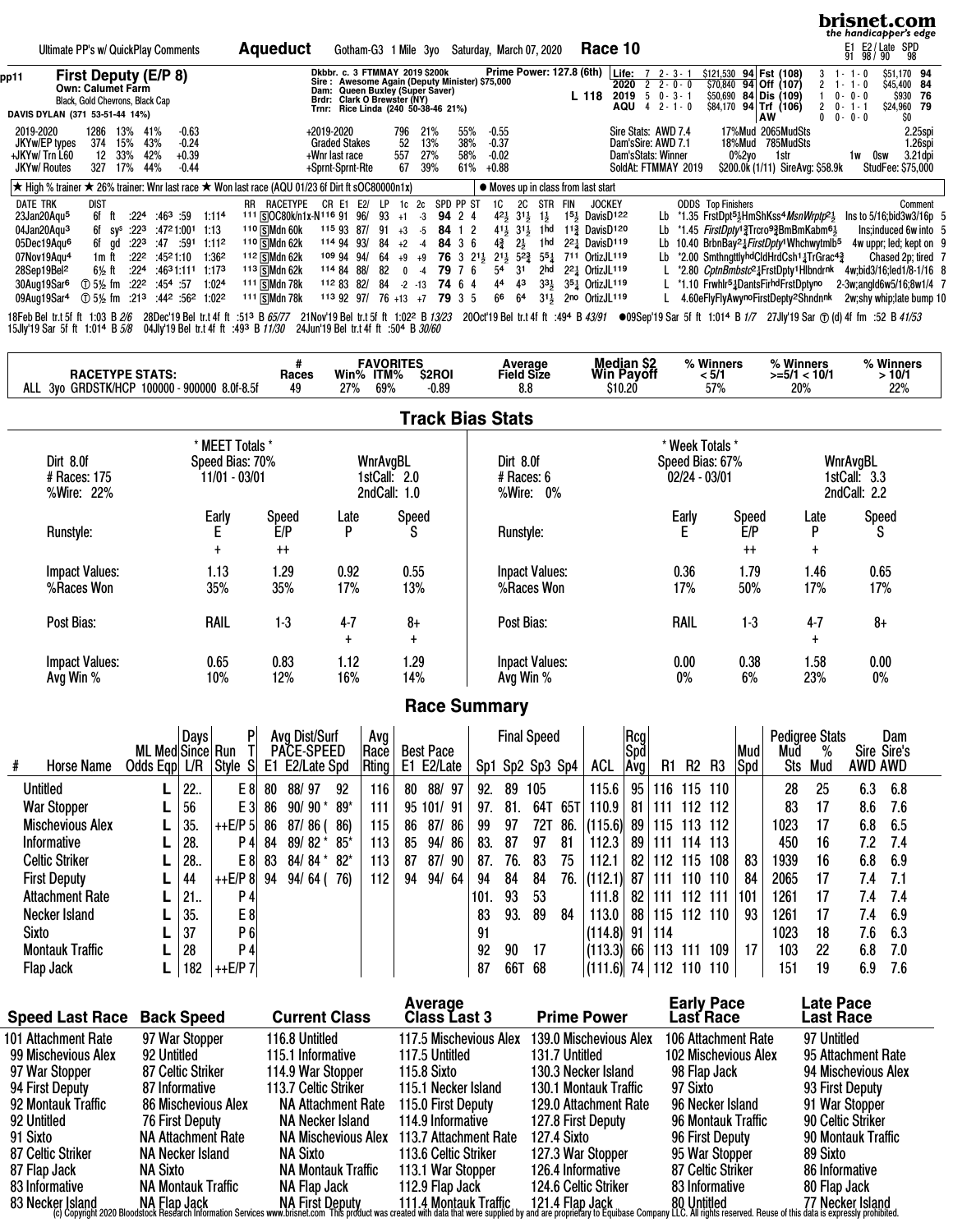Ultimate PP's w/ QuickPlay Comments **Aqueduct** Gotham-G3 1 Mile 3yo Saturday, March 07, 2020 **Race 10**

E1 E2/ Late SPD
91 98/ 90 98

**pp11 First Deputy (E/P 8)**
Own: Calumet Farm
Black, Gold Chevrons, Black Cap
DAVIS DYLAN (371 53-51-44 14%)

Dkbbr. c. 3 FTMMAY 2019 $200k
Sire : Awesome Again (Deputy Minister) $75,000
Dam: Queen Buxley (Super Saver)
Brdr: Clark O Brewster (NY)
Trnr: Rice Linda (240 50-38-46 21%)

Prime Power: 127.8 (6th)
L 118

| | | | | | | | | |
|---|---|---|---|---|---|---|---|---|
| Life: | 7 | 2 - 3 - 1 | $121,530 | 94 | Fst (108) | 3 | 1 - 1 - 0 | $51,170 94 |
| 2020 | 2 | 2 - 0 - 0 | $70,840 | 94 | Off (107) | 2 | 1 - 1 - 0 | $45,400 84 |
| 2019 | 5 | 0 - 3 - 1 | $50,690 | 84 | Dis (109) | 1 | 0 - 0 - 0 | $930 76 |
| AQU | 4 | 2 - 1 - 0 | $84,170 | 94 | Trf (106) | 2 | 0 - 1 - 1 | $24,960 79 |
| | | | | | AW | 0 | 0 - 0 - 0 | $0 |

| | | | | |
|---|---|---|---|---|
| 2019-2020 | 1286 | 13% | 41% | -0.63 |
| JKYw/EP types | 374 | 15% | 43% | -0.24 |
| +JKYw/ Trn L60 | 12 | 33% | 42% | +0.39 |
| JKYw/ Routes | 327 | 17% | 44% | -0.44 |

| | | | | |
|---|---|---|---|---|
| +2019-2020 | 796 | 21% | 55% | -0.55 |
| Graded Stakes | 52 | 13% | 38% | -0.37 |
| +Wnr last race | 557 | 27% | 58% | -0.02 |
| +Sprnt-Sprnt-Rte | 67 | 39% | 61% | +0.88 |

Sire Stats: AWD 7.4 17%Mud 2065MudSts 2.25spi
Dam'sSire: AWD 7.1 18%Mud 785MudSts 1.26spi
Dam'sStats: Winner 0%2yo 1str 1w 0sw 3.21dpi
SoldAt: FTMMAY 2019 $200.0k (1/11) SireAvg: $58.9k StudFee: $75,000

★ High % trainer ★ 26% trainer: Wnr last race ★ Won last race (AQU 01/23 6f Dirt ft sOC80000n1x)
● Moves up in class from last start

| DATE TRK | DIST | | | | | RR | RACETYPE | CR | E1 | E2/ | LP | 1c | 2c | SPD | PP | ST | 1C | 2C | STR | FIN | JOCKEY | | ODDS | Top Finishers | Comment |
|---|---|---|---|---|---|---|---|---|---|---|---|---|---|---|---|---|---|---|---|---|---|---|---|---|---|
| 23Jan20Aqu5 | 6f ft | :224 | :463 | :59 | 1:114 | 111 | SOC80k/n1x-N | 116 | 91 | 96/ | 93 | +1 | -3 | 94 | 2 | 4 | 4 2¾ | 3 1½ | 1½ | 1 5½ | DavisD122 | Lb | *1.35 | FrstDpt5¼HmShKss4MsnWrptp2½ | Ins to 5/16;bid3w3/16p 5 |
| 04Jan20Aqu3 | 6f sys | :223 | :472 | 1:001 | 1:13 | 110 | SMdn 60k | 115 | 93 | 87/ | 91 | +3 | -5 | 84 | 1 | 2 | 4 1½ | 3 1½ | 1hd | 1 1¾ | DavisD120 | Lb | *1.45 | FirstDpty1¾Trcro9¾BmBmKabm6½ | Ins;induced 6w into 5 |
| 05Dec19Aqu6 | 6f gd | :223 | :47 | :591 | 1:112 | 110 | SMdn 62k | 114 | 94 | 93/ | 84 | +2 | -4 | 84 | 3 | 6 | 4¾ | 2½ | 1hd | 2 2¼ | DavisD119 | Lb | 10.40 | BrbnBay2¼FirstDpty1Whchwytmlb5 | 4w uppr; led; kept on 9 |
| 07Nov19Aqu4 | 1m ft | :222 | :452 | 1:10 | 1:362 | 112 | SMdn 62k | 109 | 94 | 94/ | 64 | +9 | +9 | 76 | 3 | 2 1½ | 2 1½ | 5 2¾ | 5 5¼ | 7 11 | OrtizJL119 | Lb | *2.00 | SmthngttlyhdCldHrdCsh1¼TrGrac4¾ | Chased 2p; tired 7 |
| 28Sep19Bel2 | 6½ ft | :224 | :463 | 1:111 | 1:173 | 113 | SMdn 62k | 114 | 84 | 88/ | 82 | 0 | -4 | 79 | 7 | 6 | 54 | 31 | 2hd | 2 2¼ | OrtizJL119 | L | *2.80 | CptnBmbstc2¼FrstDpty1Hlbndrnk | 4w;bid3/16;led1/8-1/16 8 |
| 30Aug19Sar6 | ⓣ 5½ fm | :222 | :454 | :57 | 1:024 | 111 | SMdn 78k | 112 | 83 | 82/ | 84 | -2 | -13 | 74 | 6 | 4 | 44 | 43 | 3 3½ | 3 5¼ | OrtizJL119 | L | *1.10 | Frwhlr5¼DantsFirhdFrstDptyno | 2-3w;angld6w5/16;8w1/4 7 |
| 09Aug19Sar4 | ⓣ 5½ fm | :213 | :442 | :562 | 1:022 | 111 | SMdn 78k | 113 | 92 | 97/ | 76 | +13 | +7 | 79 | 3 | 5 | 66 | 64 | 3 1½ | 2no | OrtizJL119 | L | 4.60 | eFlyFlyAwynoFirstDepty2Shndnnk | 2w;shy whip;late bump 10 |

18Feb Bel tr.t 5f ft 1:03 B 2/6 28Dec'19 Bel tr.t 4f ft :513 B 65/77 21Nov'19 Bel tr.t 5f ft 1:022 B 13/23 20Oct'19 Bel tr.t 4f ft :494 B 43/91 ●09Sep'19 Sar 5f ft 1:014 B 1/7 27Jly'19 Sar ⓣ (d) 4f fm :52 B 41/53
15Jly'19 Sar 5f ft 1:014 B 5/8 04Jly'19 Bel tr.t 4f ft :493 B 11/30 24Jun'19 Bel tr.t 4f ft :504 B 30/60

| RACETYPE STATS: | # Races | FAVORITES Win% | ITM% | $2ROI | Average Field Size | Median $2 Win Payoff | % Winners < 5/1 | % Winners >=5/1 < 10/1 | % Winners > 10/1 |
|---|---|---|---|---|---|---|---|---|---|
| ALL 3yo GRDSTK/HCP 100000 - 900000 8.0f-8.5f | 49 | 27% | 69% | -0.89 | 8.8 | $10.20 | 57% | 20% | 22% |

## Track Bias Stats

**\* MEET Totals \***

Dirt 8.0f — Speed Bias: 70% — WnrAvgBL
# Races: 175 — 11/01 - 03/01 — 1stCall: 2.0
%Wire: 22% — 2ndCall: 1.0

| Runstyle: | Early E | Speed E/P | Late P | Speed S |
|---|---|---|---|---|
| | + | ++ | | |
| Impact Values: | 1.13 | 1.29 | 0.92 | 0.55 |
| %Races Won | 35% | 35% | 17% | 13% |

| Post Bias: | RAIL | 1-3 | 4-7 | 8+ |
|---|---|---|---|---|
| | | | + | + |
| Impact Values: | 0.65 | 0.83 | 1.12 | 1.29 |
| Avg Win % | 10% | 12% | 16% | 14% |

**\* Week Totals \***

Dirt 8.0f — Speed Bias: 67% — WnrAvgBL
# Races: 6 — 02/24 - 03/01 — 1stCall: 3.3
%Wire: 0% — 2ndCall: 2.2

| Runstyle: | Early E | Speed E/P | Late P | Speed S |
|---|---|---|---|---|
| | | ++ | + | |
| Impact Values: | 0.36 | 1.79 | 1.46 | 0.65 |
| %Races Won | 17% | 50% | 17% | 17% |

| Post Bias: | RAIL | 1-3 | 4-7 | 8+ |
|---|---|---|---|---|
| | | | + | |
| Impact Values: | 0.00 | 0.38 | 1.58 | 0.00 |
| Avg Win % | 0% | 6% | 23% | 0% |

## Race Summary

| # Horse Name | ML Odds | Med Eqp | Days Since L/R | Run Style | P T S | Avg Dist/Surf E1 | E2/Late | Spd | Avg Race Rting | Best Pace E1 | E2/Late | Final Speed Sp1 | Sp2 | Sp3 | Sp4 | ACL | Rcg Spd Avg | R1 | R2 | R3 | Mud Spd | Pedigree Stats Mud Sts | Mud % | Sire AWD | Dam Sire's AWD |
|---|---|---|---|---|---|---|---|---|---|---|---|---|---|---|---|---|---|---|---|---|---|---|---|---|---|
| Untitled | | L | 22.. | E | 8 | 80 | 88/ 97 | 92 | 116 | 80 | 88/ 97 | 92. | 89 | 105 | | 115.6 | 95 | 116 | 115 | 110 | | 28 | 25 | 6.3 | 6.8 |
| War Stopper | | L | 56 | E | 3 | 86 | 90/ 90 * | 89* | 111 | 95 | 101/ 91 | 97. | 81. | 64T | 65T | 110.9 | 81 | 111 | 112 | 112 | | 83 | 17 | 8.6 | 7.6 |
| Mischevious Alex | | L | 35. | ++E/P | 5 | 86 | 87/ 86 ( | 86) | 115 | 86 | 87/ 86 | 99 | 97 | 72T | 86. | (115.6) | 89 | 115 | 113 | 112 | | 1023 | 17 | 6.8 | 6.5 |
| Informative | | L | 28. | P | 4 | 84 | 89/ 82 * | 85* | 113 | 85 | 94/ 86 | 83. | 87 | 97 | 81 | 112.3 | 89 | 111 | 114 | 113 | | 450 | 16 | 7.2 | 7.4 |
| Celtic Striker | | L | 28.. | E | 8 | 83 | 84/ 84 * | 82* | 113 | 87 | 87/ 90 | 87. | 76. | 83 | 75 | 112.1 | 82 | 112 | 115 | 108 | 83 | 1939 | 16 | 6.8 | 6.9 |
| First Deputy | | L | 44 | ++E/P | 8 | 94 | 94/ 64 ( | 76) | 112 | 94 | 94/ 64 | 94 | 84 | 84 | 76. | (112.1) | 87 | 111 | 110 | 110 | 84 | 2065 | 17 | 7.4 | 7.1 |
| Attachment Rate | | L | 21.. | P | 4 | | | | | | | 101. | 93 | 53 | | 111.8 | 82 | 111 | 112 | 111 | 101 | 1261 | 17 | 7.4 | 7.4 |
| Necker Island | | L | 35. | E | 8 | | | | | | | 83 | 93. | 89 | 84 | 113.0 | 88 | 115 | 112 | 110 | 93 | 1261 | 17 | 7.4 | 6.9 |
| Sixto | | L | 37 | P | 6 | | | | | | | 91 | | | | (114.8) | 91 | 114 | | | | 1023 | 18 | 7.6 | 6.3 |
| Montauk Traffic | | L | 28 | P | 4 | | | | | | | 92 | 90 | 17 | | (113.3) | 66 | 113 | 111 | 109 | 17 | 103 | 22 | 6.8 | 7.0 |
| Flap Jack | | L | 182 | ++E/P | 7 | | | | | | | 87 | 66T | 68 | | (111.6) | 74 | 112 | 110 | 110 | | 151 | 19 | 6.9 | 7.6 |

| Speed Last Race | Back Speed | Current Class | Average Class Last 3 | Prime Power | Early Pace Last Race | Late Pace Last Race |
|---|---|---|---|---|---|---|
| 101 Attachment Rate | 97 War Stopper | 116.8 Untitled | 117.5 Mischevious Alex | 139.0 Mischevious Alex | 106 Attachment Rate | 97 Untitled |
| 99 Mischevious Alex | 92 Untitled | 115.1 Informative | 117.5 Untitled | 131.7 Untitled | 102 Mischevious Alex | 95 Attachment Rate |
| 97 War Stopper | 87 Celtic Striker | 114.9 War Stopper | 115.8 Sixto | 130.3 Necker Island | 98 Flap Jack | 94 Mischevious Alex |
| 94 First Deputy | 87 Informative | 113.7 Celtic Striker | 115.1 Necker Island | 130.1 Montauk Traffic | 97 Sixto | 93 First Deputy |
| 92 Montauk Traffic | 86 Mischevious Alex | NA Attachment Rate | 115.0 First Deputy | 129.0 Attachment Rate | 96 Necker Island | 91 War Stopper |
| 92 Untitled | 76 First Deputy | NA Necker Island | 114.9 Informative | 127.8 First Deputy | 96 Montauk Traffic | 90 Celtic Striker |
| 91 Sixto | NA Attachment Rate | NA Mischevious Alex | 113.7 Attachment Rate | 127.4 Sixto | 96 First Deputy | 90 Montauk Traffic |
| 87 Celtic Striker | NA Necker Island | NA Sixto | 113.6 Celtic Striker | 127.3 War Stopper | 95 War Stopper | 89 Sixto |
| 87 Flap Jack | NA Sixto | NA Montauk Traffic | 113.1 War Stopper | 126.4 Informative | 87 Celtic Striker | 86 Informative |
| 83 Informative | NA Montauk Traffic | NA Flap Jack | 112.9 Flap Jack | 124.6 Celtic Striker | 83 Informative | 80 Flap Jack |
| 83 Necker Island | NA Flap Jack | NA First Deputy | 111.4 Montauk Traffic | 121.4 Flap Jack | 80 Untitled | 77 Necker Island |

(c) Copyright 2020 Bloodstock Research Information Services www.brisnet.com This product was created with data that were supplied by and are proprietary to Equibase Company LLC. All rights reserved. Reuse of this data is expressly prohibited.